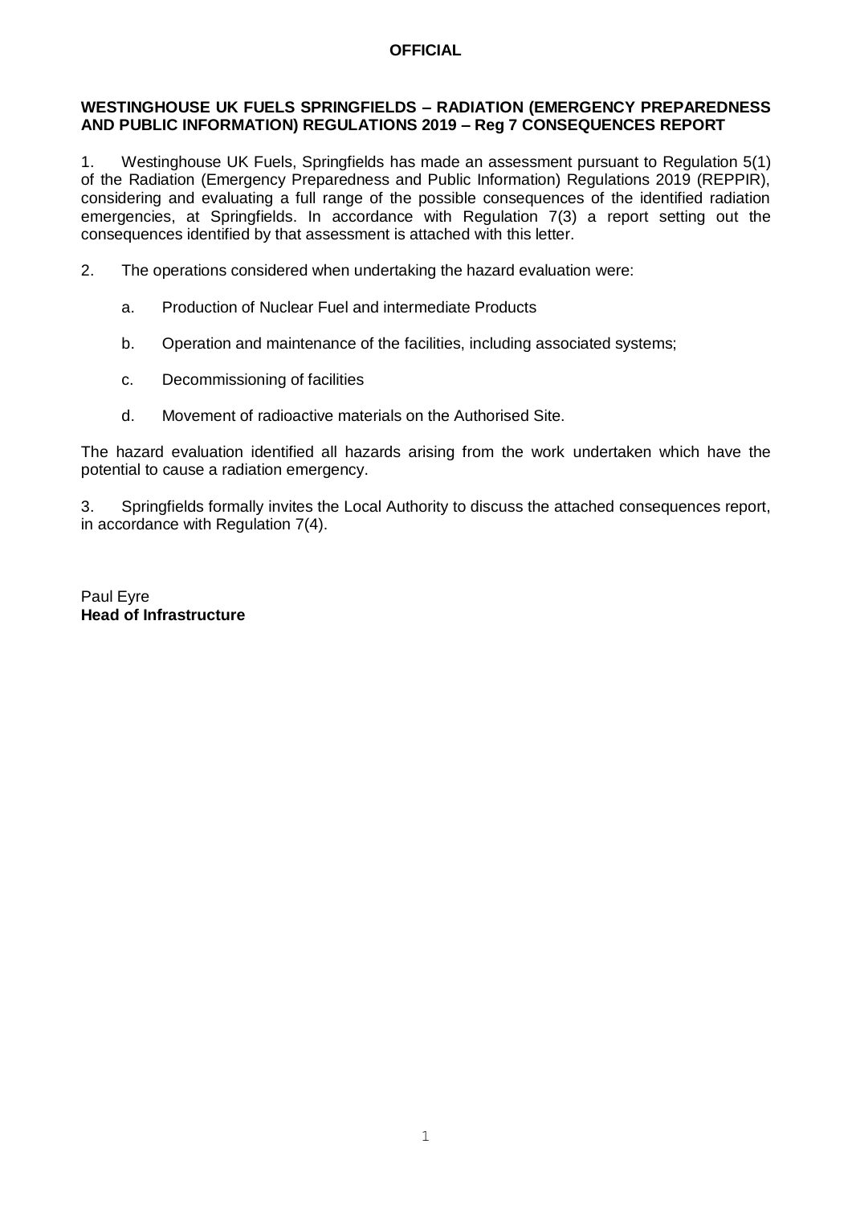**OFFICIAL**

**WESTINGHOUSE UK FUELS SPRINGFIELDS – RADIATION (EMERGENCY PREPAREDNESS AND PUBLIC INFORMATION) REGULATIONS 2019 – Reg 7 CONSEQUENCES REPORT**

1. Westinghouse UK Fuels, Springfields has made an assessment pursuant to Regulation 5(1) of the Radiation (Emergency Preparedness and Public Information) Regulations 2019 (REPPIR), considering and evaluating a full range of the possible consequences of the identified radiation emergencies, at Springfields. In accordance with Regulation 7(3) a report setting out the consequences identified by that assessment is attached with this letter.

2. The operations considered when undertaking the hazard evaluation were:

   a. Production of Nuclear Fuel and intermediate Products

   b. Operation and maintenance of the facilities, including associated systems;

   c. Decommissioning of facilities

   d. Movement of radioactive materials on the Authorised Site.

The hazard evaluation identified all hazards arising from the work undertaken which have the potential to cause a radiation emergency.

3. Springfields formally invites the Local Authority to discuss the attached consequences report, in accordance with Regulation 7(4).

Paul Eyre
**Head of Infrastructure**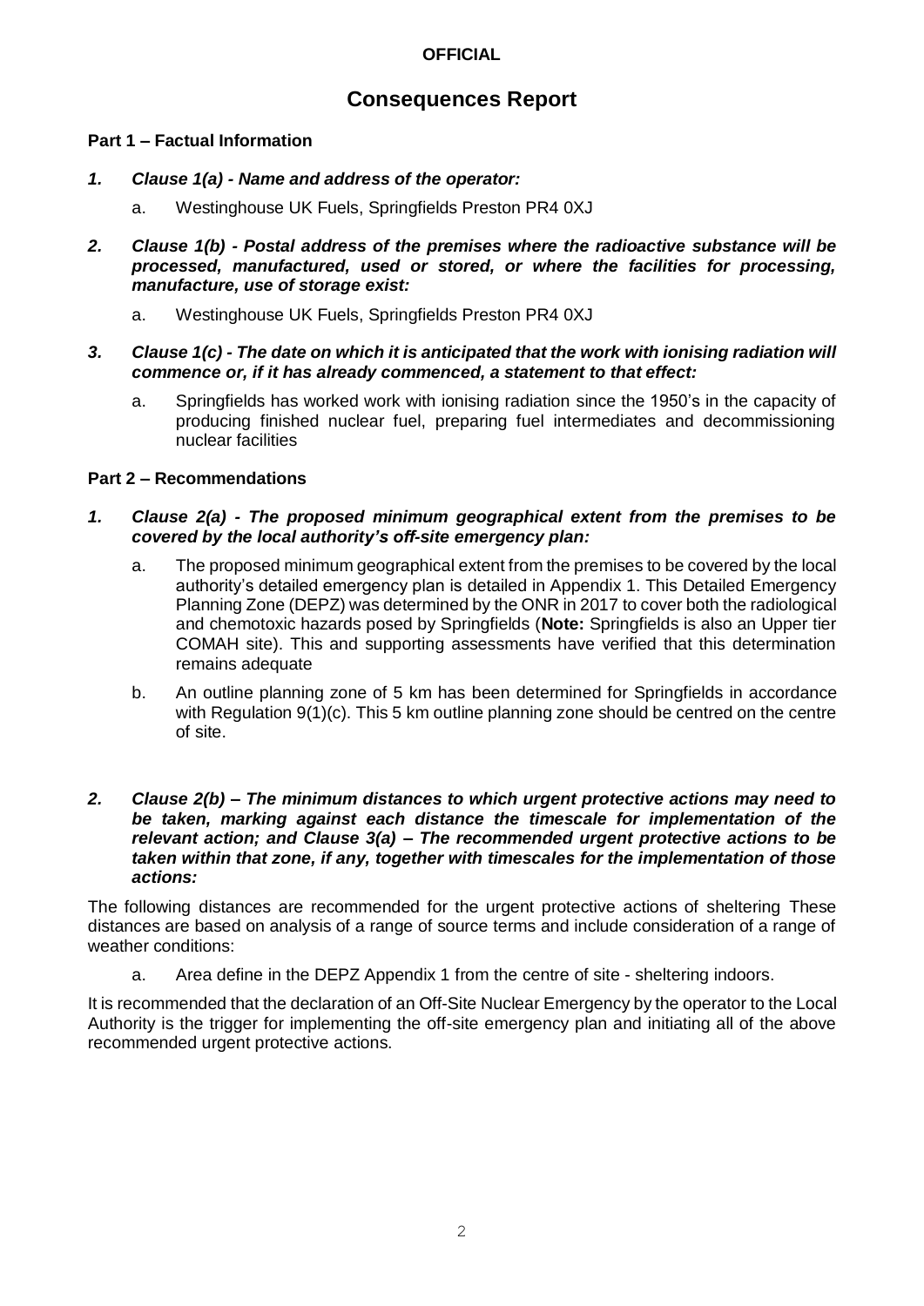**OFFICIAL**

# Consequences Report

## Part 1 – Factual Information

***1. Clause 1(a) - Name and address of the operator:***

a. Westinghouse UK Fuels, Springfields Preston PR4 0XJ

***2. Clause 1(b) - Postal address of the premises where the radioactive substance will be processed, manufactured, used or stored, or where the facilities for processing, manufacture, use of storage exist:***

a. Westinghouse UK Fuels, Springfields Preston PR4 0XJ

***3. Clause 1(c) - The date on which it is anticipated that the work with ionising radiation will commence or, if it has already commenced, a statement to that effect:***

a. Springfields has worked work with ionising radiation since the 1950's in the capacity of producing finished nuclear fuel, preparing fuel intermediates and decommissioning nuclear facilities

## Part 2 – Recommendations

***1. Clause 2(a) - The proposed minimum geographical extent from the premises to be covered by the local authority's off-site emergency plan:***

a. The proposed minimum geographical extent from the premises to be covered by the local authority's detailed emergency plan is detailed in Appendix 1. This Detailed Emergency Planning Zone (DEPZ) was determined by the ONR in 2017 to cover both the radiological and chemotoxic hazards posed by Springfields (**Note:** Springfields is also an Upper tier COMAH site). This and supporting assessments have verified that this determination remains adequate

b. An outline planning zone of 5 km has been determined for Springfields in accordance with Regulation 9(1)(c). This 5 km outline planning zone should be centred on the centre of site.

***2. Clause 2(b) – The minimum distances to which urgent protective actions may need to be taken, marking against each distance the timescale for implementation of the relevant action; and Clause 3(a) – The recommended urgent protective actions to be taken within that zone, if any, together with timescales for the implementation of those actions:***

The following distances are recommended for the urgent protective actions of sheltering These distances are based on analysis of a range of source terms and include consideration of a range of weather conditions:

a. Area define in the DEPZ Appendix 1 from the centre of site - sheltering indoors.

It is recommended that the declaration of an Off-Site Nuclear Emergency by the operator to the Local Authority is the trigger for implementing the off-site emergency plan and initiating all of the above recommended urgent protective actions.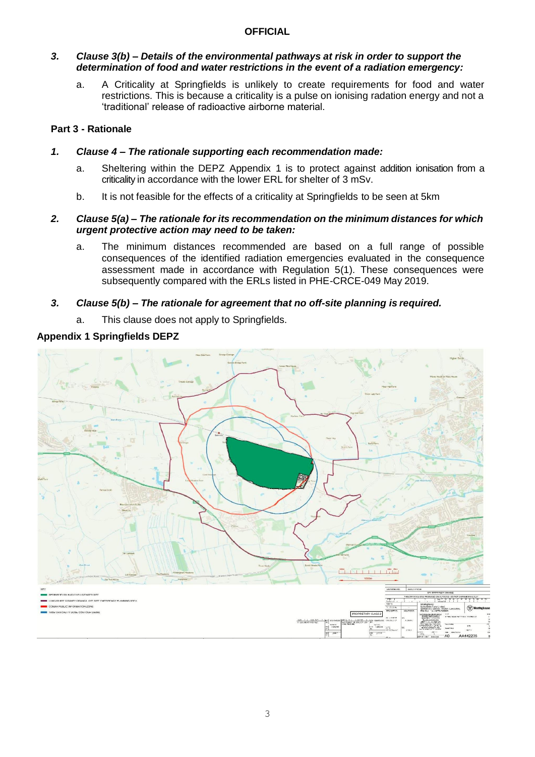3. ***Clause 3(b) – Details of the environmental pathways at risk in order to support the determination of food and water restrictions in the event of a radiation emergency:***

   a. A Criticality at Springfields is unlikely to create requirements for food and water restrictions. This is because a criticality is a pulse on ionising radiation energy and not a 'traditional' release of radioactive airborne material.

**Part 3 - Rationale**

1. ***Clause 4 – The rationale supporting each recommendation made:***

   a. Sheltering within the DEPZ Appendix 1 is to protect against addition ionisation from a criticality in accordance with the lower ERL for shelter of 3 mSv.

   b. It is not feasible for the effects of a criticality at Springfields to be seen at 5km

2. ***Clause 5(a) – The rationale for its recommendation on the minimum distances for which urgent protective action may need to be taken:***

   a. The minimum distances recommended are based on a full range of possible consequences of the identified radiation emergencies evaluated in the consequence assessment made in accordance with Regulation 5(1). These consequences were subsequently compared with the ERLs listed in PHE-CRCE-049 May 2019.

3. ***Clause 5(b) – The rationale for agreement that no off-site planning is required.***

   a. This clause does not apply to Springfields.

**Appendix 1 Springfields DEPZ**